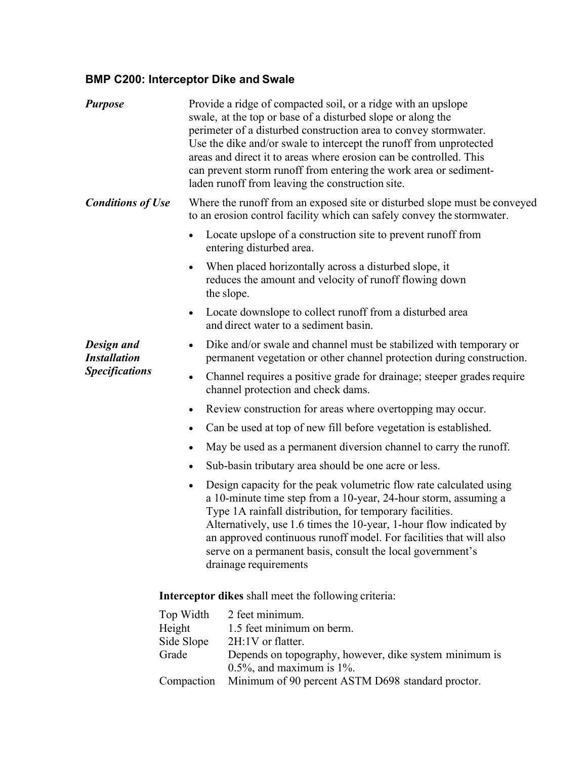### BMP C200: Interceptor Dike and Swale

***Purpose***

Provide a ridge of compacted soil, or a ridge with an upslope swale, at the top or base of a disturbed slope or along the perimeter of a disturbed construction area to convey stormwater. Use the dike and/or swale to intercept the runoff from unprotected areas and direct it to areas where erosion can be controlled. This can prevent storm runoff from entering the work area or sediment-laden runoff from leaving the construction site.

***Conditions of Use***

Where the runoff from an exposed site or disturbed slope must be conveyed to an erosion control facility which can safely convey the stormwater.

- Locate upslope of a construction site to prevent runoff from entering disturbed area.
- When placed horizontally across a disturbed slope, it reduces the amount and velocity of runoff flowing down the slope.
- Locate downslope to collect runoff from a disturbed area and direct water to a sediment basin.

***Design and Installation Specifications***

- Dike and/or swale and channel must be stabilized with temporary or permanent vegetation or other channel protection during construction.
- Channel requires a positive grade for drainage; steeper grades require channel protection and check dams.
- Review construction for areas where overtopping may occur.
- Can be used at top of new fill before vegetation is established.
- May be used as a permanent diversion channel to carry the runoff.
- Sub-basin tributary area should be one acre or less.
- Design capacity for the peak volumetric flow rate calculated using a 10-minute time step from a 10-year, 24-hour storm, assuming a Type 1A rainfall distribution, for temporary facilities. Alternatively, use 1.6 times the 10-year, 1-hour flow indicated by an approved continuous runoff model. For facilities that will also serve on a permanent basis, consult the local government's drainage requirements

**Interceptor dikes** shall meet the following criteria:

| | |
|---|---|
| Top Width | 2 feet minimum. |
| Height | 1.5 feet minimum on berm. |
| Side Slope | 2H:1V or flatter. |
| Grade | Depends on topography, however, dike system minimum is 0.5%, and maximum is 1%. |
| Compaction | Minimum of 90 percent ASTM D698 standard proctor. |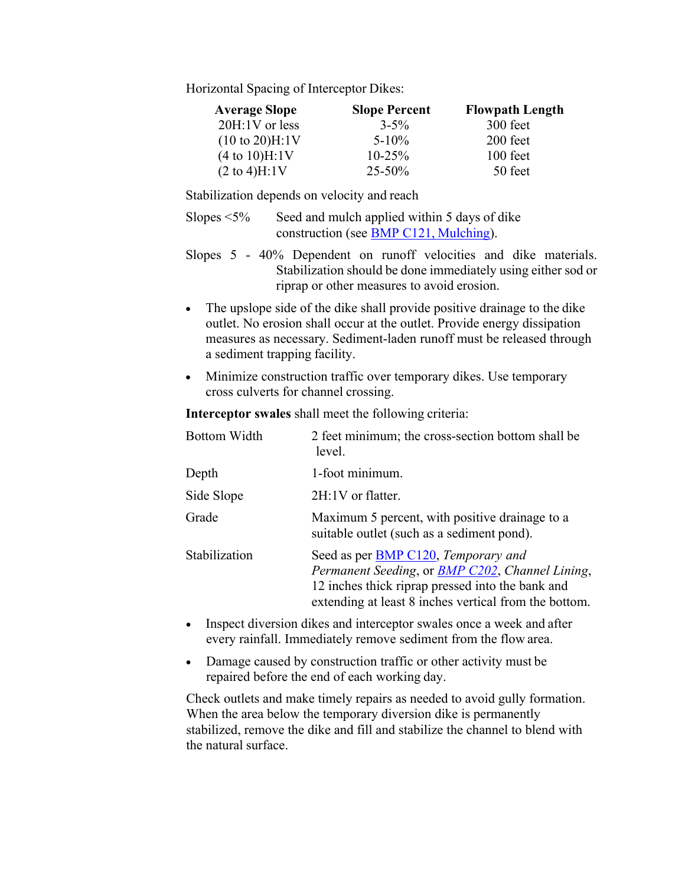Horizontal Spacing of Interceptor Dikes:

| Average Slope | Slope Percent | Flowpath Length |
|---|---|---|
| 20H:1V or less | 3-5% | 300 feet |
| (10 to 20)H:1V | 5-10% | 200 feet |
| (4 to 10)H:1V | 10-25% | 100 feet |
| (2 to 4)H:1V | 25-50% | 50 feet |

Stabilization depends on velocity and reach

Slopes <5% Seed and mulch applied within 5 days of dike construction (see BMP C121, Mulching).

Slopes 5 - 40% Dependent on runoff velocities and dike materials. Stabilization should be done immediately using either sod or riprap or other measures to avoid erosion.

- The upslope side of the dike shall provide positive drainage to the dike outlet. No erosion shall occur at the outlet. Provide energy dissipation measures as necessary. Sediment-laden runoff must be released through a sediment trapping facility.
- Minimize construction traffic over temporary dikes. Use temporary cross culverts for channel crossing.

**Interceptor swales** shall meet the following criteria:

| | |
|---|---|
| Bottom Width | 2 feet minimum; the cross-section bottom shall be level. |
| Depth | 1-foot minimum. |
| Side Slope | 2H:1V or flatter. |
| Grade | Maximum 5 percent, with positive drainage to a suitable outlet (such as a sediment pond). |
| Stabilization | Seed as per BMP C120, *Temporary and Permanent Seeding*, or *BMP C202*, *Channel Lining*, 12 inches thick riprap pressed into the bank and extending at least 8 inches vertical from the bottom. |

- Inspect diversion dikes and interceptor swales once a week and after every rainfall. Immediately remove sediment from the flow area.
- Damage caused by construction traffic or other activity must be repaired before the end of each working day.

Check outlets and make timely repairs as needed to avoid gully formation. When the area below the temporary diversion dike is permanently stabilized, remove the dike and fill and stabilize the channel to blend with the natural surface.